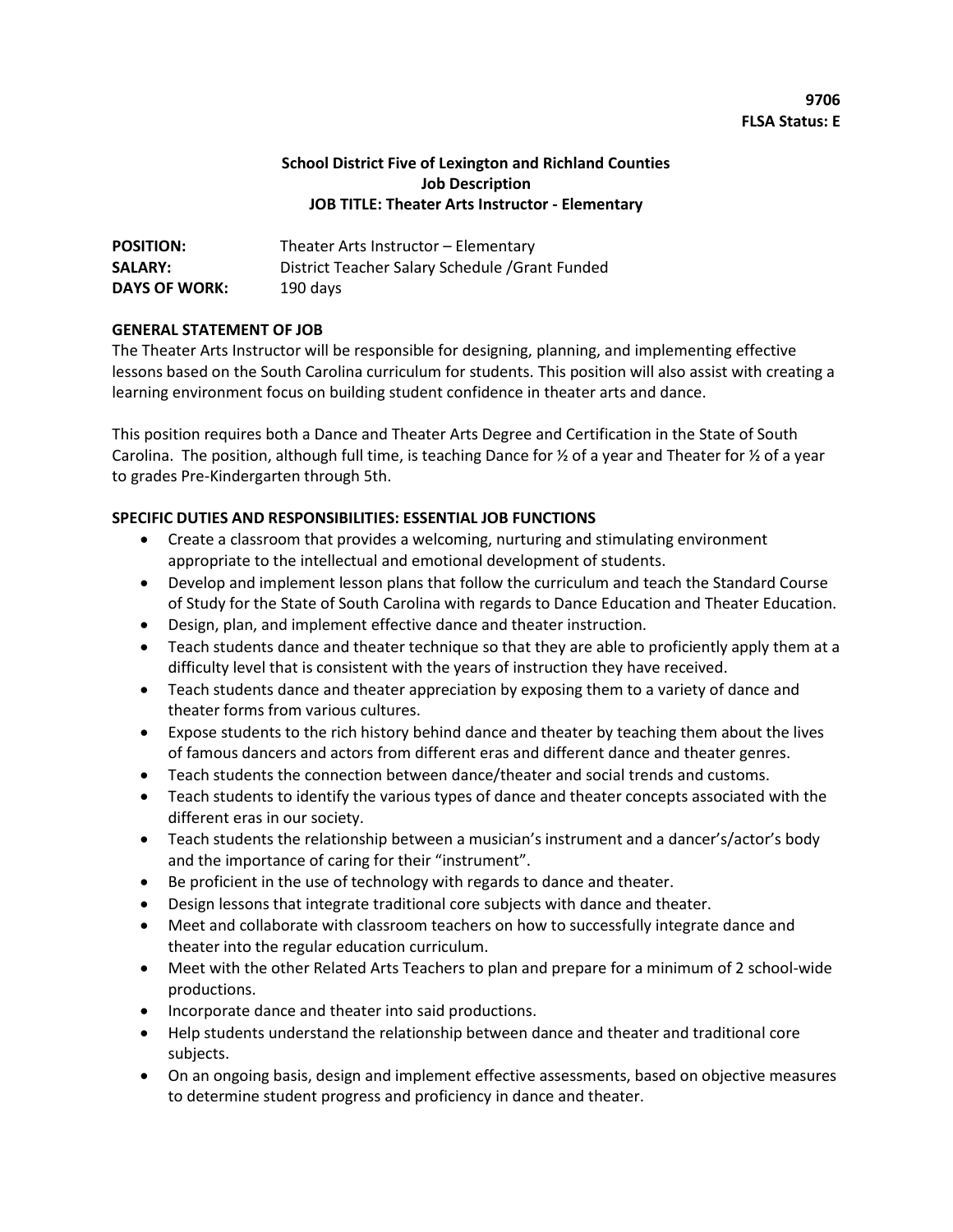**9706**
**FLSA Status: E**

# School District Five of Lexington and Richland Counties
## Job Description
## JOB TITLE: Theater Arts Instructor - Elementary

**POSITION:** Theater Arts Instructor – Elementary
**SALARY:** District Teacher Salary Schedule /Grant Funded
**DAYS OF WORK:** 190 days

### GENERAL STATEMENT OF JOB

The Theater Arts Instructor will be responsible for designing, planning, and implementing effective lessons based on the South Carolina curriculum for students. This position will also assist with creating a learning environment focus on building student confidence in theater arts and dance.

This position requires both a Dance and Theater Arts Degree and Certification in the State of South Carolina. The position, although full time, is teaching Dance for ½ of a year and Theater for ½ of a year to grades Pre-Kindergarten through 5th.

### SPECIFIC DUTIES AND RESPONSIBILITIES: ESSENTIAL JOB FUNCTIONS

- Create a classroom that provides a welcoming, nurturing and stimulating environment appropriate to the intellectual and emotional development of students.
- Develop and implement lesson plans that follow the curriculum and teach the Standard Course of Study for the State of South Carolina with regards to Dance Education and Theater Education.
- Design, plan, and implement effective dance and theater instruction.
- Teach students dance and theater technique so that they are able to proficiently apply them at a difficulty level that is consistent with the years of instruction they have received.
- Teach students dance and theater appreciation by exposing them to a variety of dance and theater forms from various cultures.
- Expose students to the rich history behind dance and theater by teaching them about the lives of famous dancers and actors from different eras and different dance and theater genres.
- Teach students the connection between dance/theater and social trends and customs.
- Teach students to identify the various types of dance and theater concepts associated with the different eras in our society.
- Teach students the relationship between a musician's instrument and a dancer's/actor's body and the importance of caring for their "instrument".
- Be proficient in the use of technology with regards to dance and theater.
- Design lessons that integrate traditional core subjects with dance and theater.
- Meet and collaborate with classroom teachers on how to successfully integrate dance and theater into the regular education curriculum.
- Meet with the other Related Arts Teachers to plan and prepare for a minimum of 2 school-wide productions.
- Incorporate dance and theater into said productions.
- Help students understand the relationship between dance and theater and traditional core subjects.
- On an ongoing basis, design and implement effective assessments, based on objective measures to determine student progress and proficiency in dance and theater.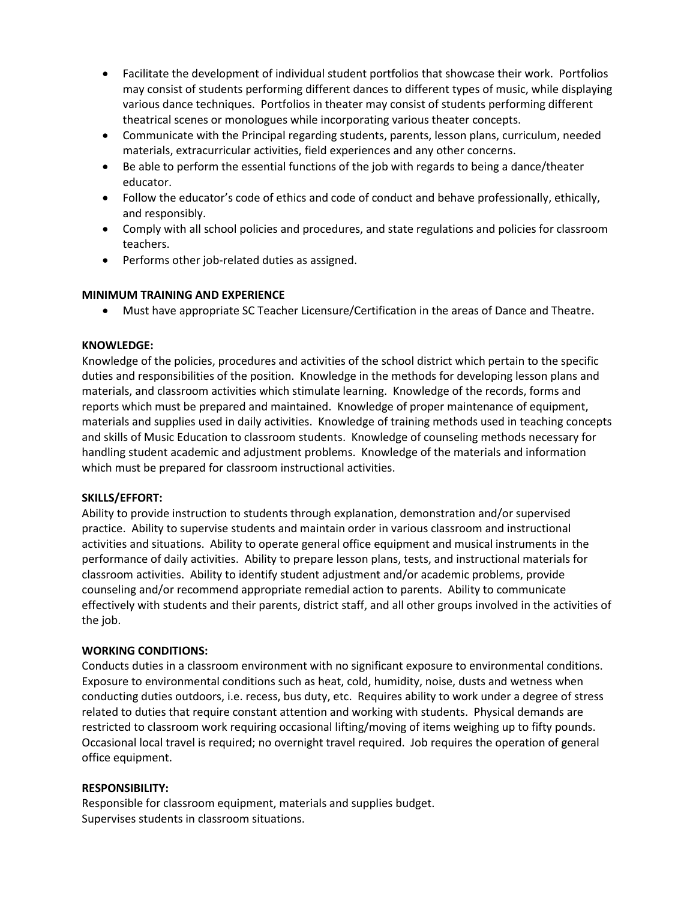- Facilitate the development of individual student portfolios that showcase their work. Portfolios may consist of students performing different dances to different types of music, while displaying various dance techniques. Portfolios in theater may consist of students performing different theatrical scenes or monologues while incorporating various theater concepts.
- Communicate with the Principal regarding students, parents, lesson plans, curriculum, needed materials, extracurricular activities, field experiences and any other concerns.
- Be able to perform the essential functions of the job with regards to being a dance/theater educator.
- Follow the educator's code of ethics and code of conduct and behave professionally, ethically, and responsibly.
- Comply with all school policies and procedures, and state regulations and policies for classroom teachers.
- Performs other job-related duties as assigned.

**MINIMUM TRAINING AND EXPERIENCE**

- Must have appropriate SC Teacher Licensure/Certification in the areas of Dance and Theatre.

**KNOWLEDGE:**

Knowledge of the policies, procedures and activities of the school district which pertain to the specific duties and responsibilities of the position. Knowledge in the methods for developing lesson plans and materials, and classroom activities which stimulate learning. Knowledge of the records, forms and reports which must be prepared and maintained. Knowledge of proper maintenance of equipment, materials and supplies used in daily activities. Knowledge of training methods used in teaching concepts and skills of Music Education to classroom students. Knowledge of counseling methods necessary for handling student academic and adjustment problems. Knowledge of the materials and information which must be prepared for classroom instructional activities.

**SKILLS/EFFORT:**

Ability to provide instruction to students through explanation, demonstration and/or supervised practice. Ability to supervise students and maintain order in various classroom and instructional activities and situations. Ability to operate general office equipment and musical instruments in the performance of daily activities. Ability to prepare lesson plans, tests, and instructional materials for classroom activities. Ability to identify student adjustment and/or academic problems, provide counseling and/or recommend appropriate remedial action to parents. Ability to communicate effectively with students and their parents, district staff, and all other groups involved in the activities of the job.

**WORKING CONDITIONS:**

Conducts duties in a classroom environment with no significant exposure to environmental conditions. Exposure to environmental conditions such as heat, cold, humidity, noise, dusts and wetness when conducting duties outdoors, i.e. recess, bus duty, etc. Requires ability to work under a degree of stress related to duties that require constant attention and working with students. Physical demands are restricted to classroom work requiring occasional lifting/moving of items weighing up to fifty pounds. Occasional local travel is required; no overnight travel required. Job requires the operation of general office equipment.

**RESPONSIBILITY:**

Responsible for classroom equipment, materials and supplies budget.
Supervises students in classroom situations.